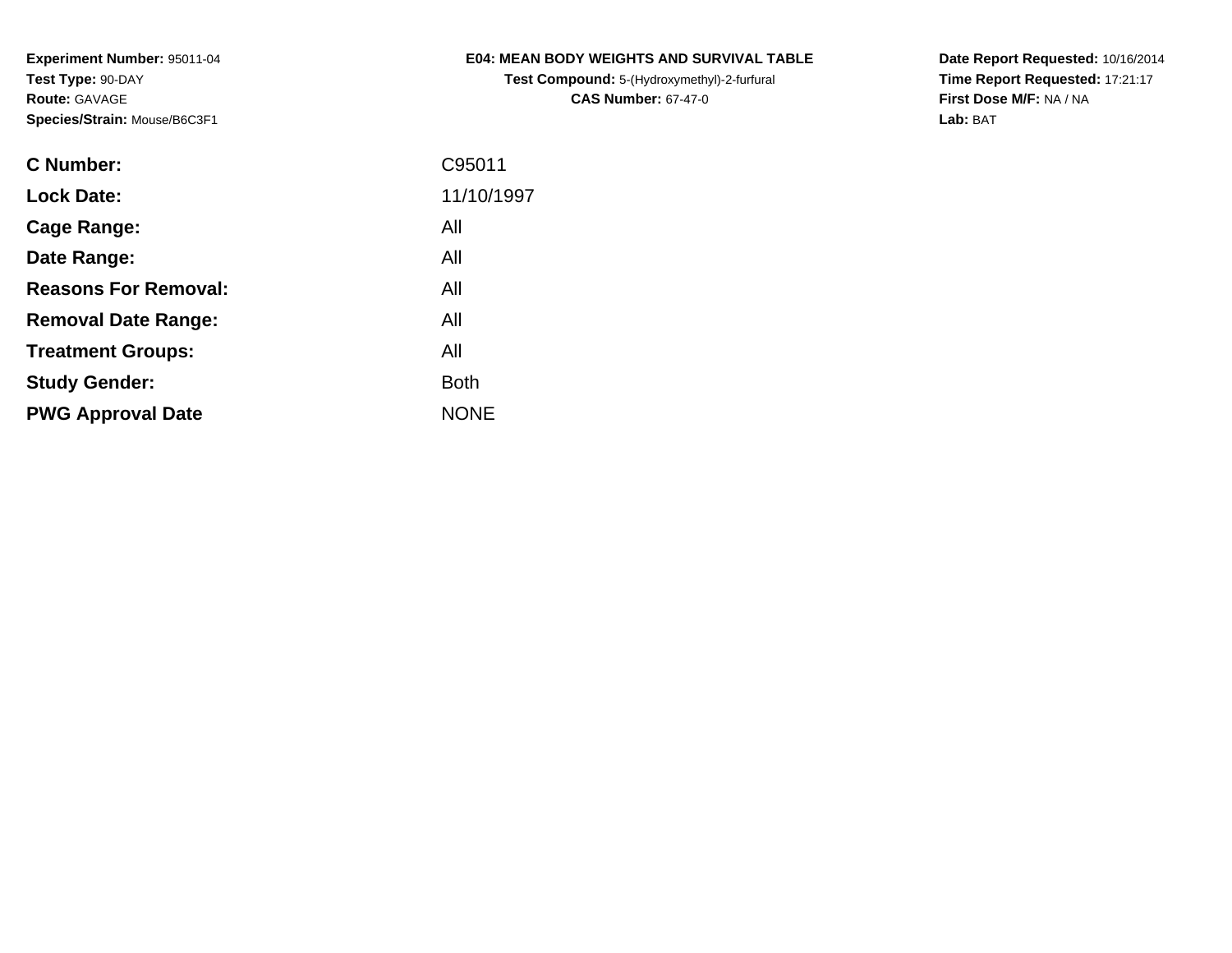**Experiment Number:** 95011-04
**Test Type:** 90-DAY
**Route:** GAVAGE
**Species/Strain:** Mouse/B6C3F1

# E04: MEAN BODY WEIGHTS AND SURVIVAL TABLE

**Test Compound:** 5-(Hydroxymethyl)-2-furfural
**CAS Number:** 67-47-0

**Date Report Requested:** 10/16/2014
**Time Report Requested:** 17:21:17
**First Dose M/F:** NA / NA
**Lab:** BAT

| | |
|---|---|
| **C Number:** | C95011 |
| **Lock Date:** | 11/10/1997 |
| **Cage Range:** | All |
| **Date Range:** | All |
| **Reasons For Removal:** | All |
| **Removal Date Range:** | All |
| **Treatment Groups:** | All |
| **Study Gender:** | Both |
| **PWG Approval Date** | NONE |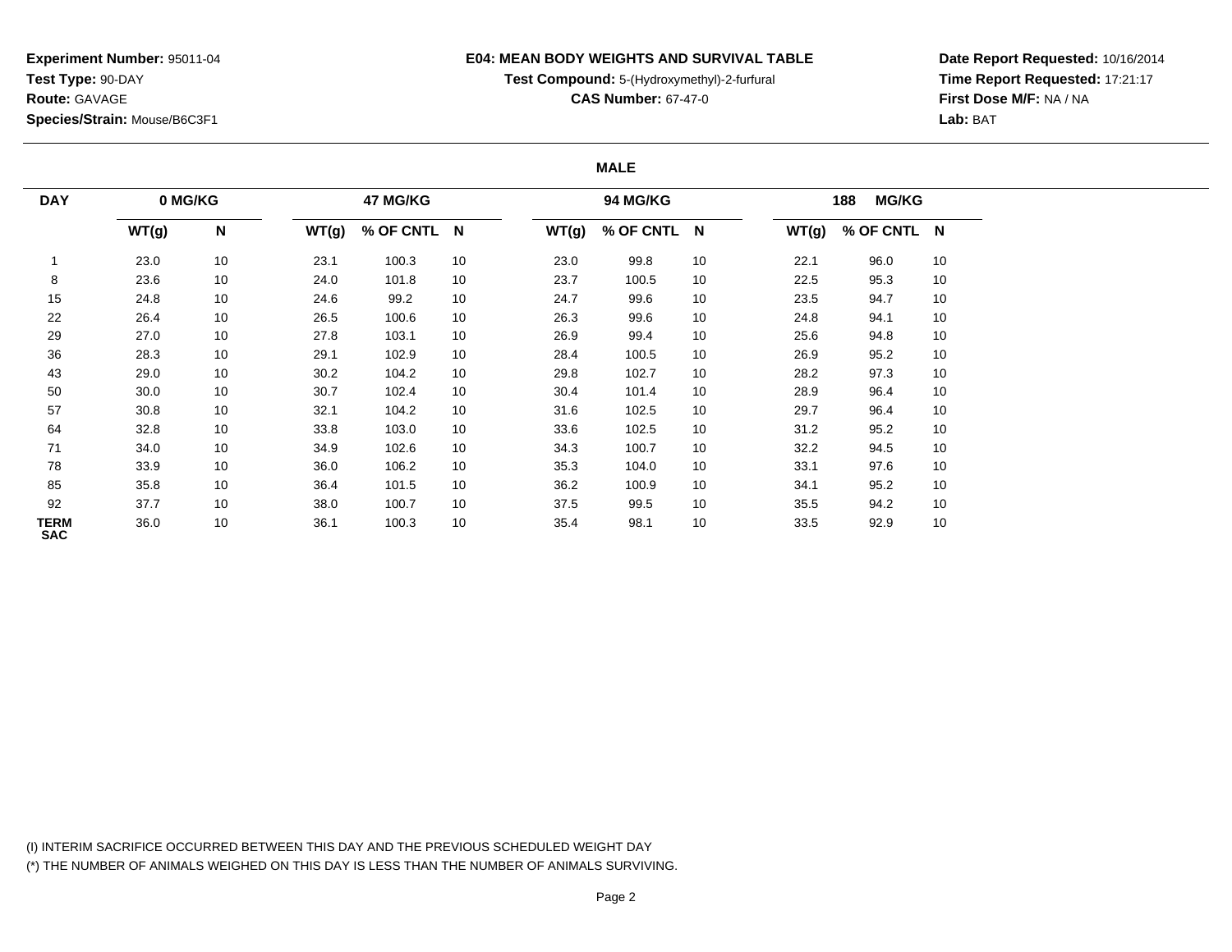**Experiment Number:** 95011-04
**Test Type:** 90-DAY
**Route:** GAVAGE
**Species/Strain:** Mouse/B6C3F1

**E04: MEAN BODY WEIGHTS AND SURVIVAL TABLE**
**Test Compound:** 5-(Hydroxymethyl)-2-furfural
**CAS Number:** 67-47-0

**Date Report Requested:** 10/16/2014
**Time Report Requested:** 17:21:17
**First Dose M/F:** NA / NA
**Lab:** BAT

## MALE

| DAY | 0 MG/KG | | 47 MG/KG | | | 94 MG/KG | | | 188 MG/KG | | |
|---|---|---|---|---|---|---|---|---|---|---|---|
| | WT(g) | N | WT(g) | % OF CNTL | N | WT(g) | % OF CNTL | N | WT(g) | % OF CNTL | N |
| 1 | 23.0 | 10 | 23.1 | 100.3 | 10 | 23.0 | 99.8 | 10 | 22.1 | 96.0 | 10 |
| 8 | 23.6 | 10 | 24.0 | 101.8 | 10 | 23.7 | 100.5 | 10 | 22.5 | 95.3 | 10 |
| 15 | 24.8 | 10 | 24.6 | 99.2 | 10 | 24.7 | 99.6 | 10 | 23.5 | 94.7 | 10 |
| 22 | 26.4 | 10 | 26.5 | 100.6 | 10 | 26.3 | 99.6 | 10 | 24.8 | 94.1 | 10 |
| 29 | 27.0 | 10 | 27.8 | 103.1 | 10 | 26.9 | 99.4 | 10 | 25.6 | 94.8 | 10 |
| 36 | 28.3 | 10 | 29.1 | 102.9 | 10 | 28.4 | 100.5 | 10 | 26.9 | 95.2 | 10 |
| 43 | 29.0 | 10 | 30.2 | 104.2 | 10 | 29.8 | 102.7 | 10 | 28.2 | 97.3 | 10 |
| 50 | 30.0 | 10 | 30.7 | 102.4 | 10 | 30.4 | 101.4 | 10 | 28.9 | 96.4 | 10 |
| 57 | 30.8 | 10 | 32.1 | 104.2 | 10 | 31.6 | 102.5 | 10 | 29.7 | 96.4 | 10 |
| 64 | 32.8 | 10 | 33.8 | 103.0 | 10 | 33.6 | 102.5 | 10 | 31.2 | 95.2 | 10 |
| 71 | 34.0 | 10 | 34.9 | 102.6 | 10 | 34.3 | 100.7 | 10 | 32.2 | 94.5 | 10 |
| 78 | 33.9 | 10 | 36.0 | 106.2 | 10 | 35.3 | 104.0 | 10 | 33.1 | 97.6 | 10 |
| 85 | 35.8 | 10 | 36.4 | 101.5 | 10 | 36.2 | 100.9 | 10 | 34.1 | 95.2 | 10 |
| 92 | 37.7 | 10 | 38.0 | 100.7 | 10 | 37.5 | 99.5 | 10 | 35.5 | 94.2 | 10 |
| TERM SAC | 36.0 | 10 | 36.1 | 100.3 | 10 | 35.4 | 98.1 | 10 | 33.5 | 92.9 | 10 |

(I) INTERIM SACRIFICE OCCURRED BETWEEN THIS DAY AND THE PREVIOUS SCHEDULED WEIGHT DAY
(*) THE NUMBER OF ANIMALS WEIGHED ON THIS DAY IS LESS THAN THE NUMBER OF ANIMALS SURVIVING.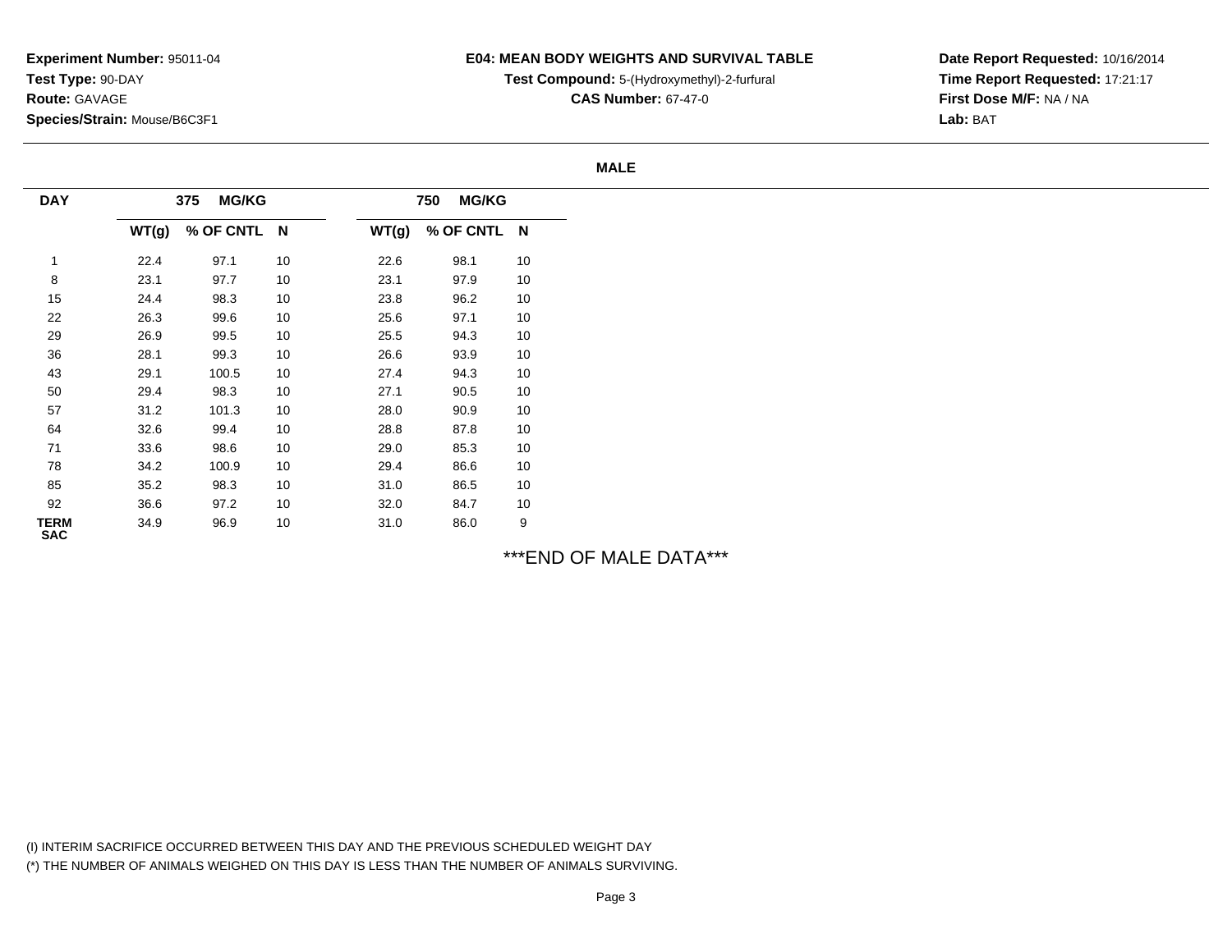**Experiment Number:** 95011-04
**Test Type:** 90-DAY
**Route:** GAVAGE
**Species/Strain:** Mouse/B6C3F1

**E04: MEAN BODY WEIGHTS AND SURVIVAL TABLE**
**Test Compound:** 5-(Hydroxymethyl)-2-furfural
**CAS Number:** 67-47-0

**Date Report Requested:** 10/16/2014
**Time Report Requested:** 17:21:17
**First Dose M/F:** NA / NA
**Lab:** BAT

**MALE**

| DAY | 375 MG/KG | | | 750 MG/KG | | |
|---|---|---|---|---|---|---|
| | WT(g) | % OF CNTL | N | WT(g) | % OF CNTL | N |
| 1 | 22.4 | 97.1 | 10 | 22.6 | 98.1 | 10 |
| 8 | 23.1 | 97.7 | 10 | 23.1 | 97.9 | 10 |
| 15 | 24.4 | 98.3 | 10 | 23.8 | 96.2 | 10 |
| 22 | 26.3 | 99.6 | 10 | 25.6 | 97.1 | 10 |
| 29 | 26.9 | 99.5 | 10 | 25.5 | 94.3 | 10 |
| 36 | 28.1 | 99.3 | 10 | 26.6 | 93.9 | 10 |
| 43 | 29.1 | 100.5 | 10 | 27.4 | 94.3 | 10 |
| 50 | 29.4 | 98.3 | 10 | 27.1 | 90.5 | 10 |
| 57 | 31.2 | 101.3 | 10 | 28.0 | 90.9 | 10 |
| 64 | 32.6 | 99.4 | 10 | 28.8 | 87.8 | 10 |
| 71 | 33.6 | 98.6 | 10 | 29.0 | 85.3 | 10 |
| 78 | 34.2 | 100.9 | 10 | 29.4 | 86.6 | 10 |
| 85 | 35.2 | 98.3 | 10 | 31.0 | 86.5 | 10 |
| 92 | 36.6 | 97.2 | 10 | 32.0 | 84.7 | 10 |
| TERM SAC | 34.9 | 96.9 | 10 | 31.0 | 86.0 | 9 |

***END OF MALE DATA***

(I) INTERIM SACRIFICE OCCURRED BETWEEN THIS DAY AND THE PREVIOUS SCHEDULED WEIGHT DAY
(*) THE NUMBER OF ANIMALS WEIGHED ON THIS DAY IS LESS THAN THE NUMBER OF ANIMALS SURVIVING.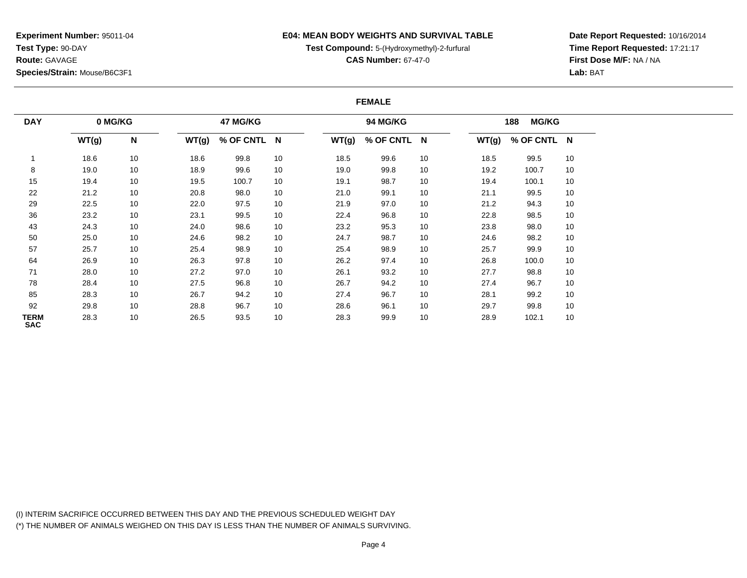**Experiment Number:** 95011-04
**Test Type:** 90-DAY
**Route:** GAVAGE
**Species/Strain:** Mouse/B6C3F1

**E04: MEAN BODY WEIGHTS AND SURVIVAL TABLE**
**Test Compound:** 5-(Hydroxymethyl)-2-furfural
**CAS Number:** 67-47-0

**Date Report Requested:** 10/16/2014
**Time Report Requested:** 17:21:17
**First Dose M/F:** NA / NA
**Lab:** BAT

**FEMALE**

| DAY | 0 MG/KG | | 47 MG/KG | | | 94 MG/KG | | | 188 MG/KG | | |
|---|---|---|---|---|---|---|---|---|---|---|---|
| | WT(g) | N | WT(g) | % OF CNTL | N | WT(g) | % OF CNTL | N | WT(g) | % OF CNTL | N |
| 1 | 18.6 | 10 | 18.6 | 99.8 | 10 | 18.5 | 99.6 | 10 | 18.5 | 99.5 | 10 |
| 8 | 19.0 | 10 | 18.9 | 99.6 | 10 | 19.0 | 99.8 | 10 | 19.2 | 100.7 | 10 |
| 15 | 19.4 | 10 | 19.5 | 100.7 | 10 | 19.1 | 98.7 | 10 | 19.4 | 100.1 | 10 |
| 22 | 21.2 | 10 | 20.8 | 98.0 | 10 | 21.0 | 99.1 | 10 | 21.1 | 99.5 | 10 |
| 29 | 22.5 | 10 | 22.0 | 97.5 | 10 | 21.9 | 97.0 | 10 | 21.2 | 94.3 | 10 |
| 36 | 23.2 | 10 | 23.1 | 99.5 | 10 | 22.4 | 96.8 | 10 | 22.8 | 98.5 | 10 |
| 43 | 24.3 | 10 | 24.0 | 98.6 | 10 | 23.2 | 95.3 | 10 | 23.8 | 98.0 | 10 |
| 50 | 25.0 | 10 | 24.6 | 98.2 | 10 | 24.7 | 98.7 | 10 | 24.6 | 98.2 | 10 |
| 57 | 25.7 | 10 | 25.4 | 98.9 | 10 | 25.4 | 98.9 | 10 | 25.7 | 99.9 | 10 |
| 64 | 26.9 | 10 | 26.3 | 97.8 | 10 | 26.2 | 97.4 | 10 | 26.8 | 100.0 | 10 |
| 71 | 28.0 | 10 | 27.2 | 97.0 | 10 | 26.1 | 93.2 | 10 | 27.7 | 98.8 | 10 |
| 78 | 28.4 | 10 | 27.5 | 96.8 | 10 | 26.7 | 94.2 | 10 | 27.4 | 96.7 | 10 |
| 85 | 28.3 | 10 | 26.7 | 94.2 | 10 | 27.4 | 96.7 | 10 | 28.1 | 99.2 | 10 |
| 92 | 29.8 | 10 | 28.8 | 96.7 | 10 | 28.6 | 96.1 | 10 | 29.7 | 99.8 | 10 |
| TERM SAC | 28.3 | 10 | 26.5 | 93.5 | 10 | 28.3 | 99.9 | 10 | 28.9 | 102.1 | 10 |

(I) INTERIM SACRIFICE OCCURRED BETWEEN THIS DAY AND THE PREVIOUS SCHEDULED WEIGHT DAY
(*) THE NUMBER OF ANIMALS WEIGHED ON THIS DAY IS LESS THAN THE NUMBER OF ANIMALS SURVIVING.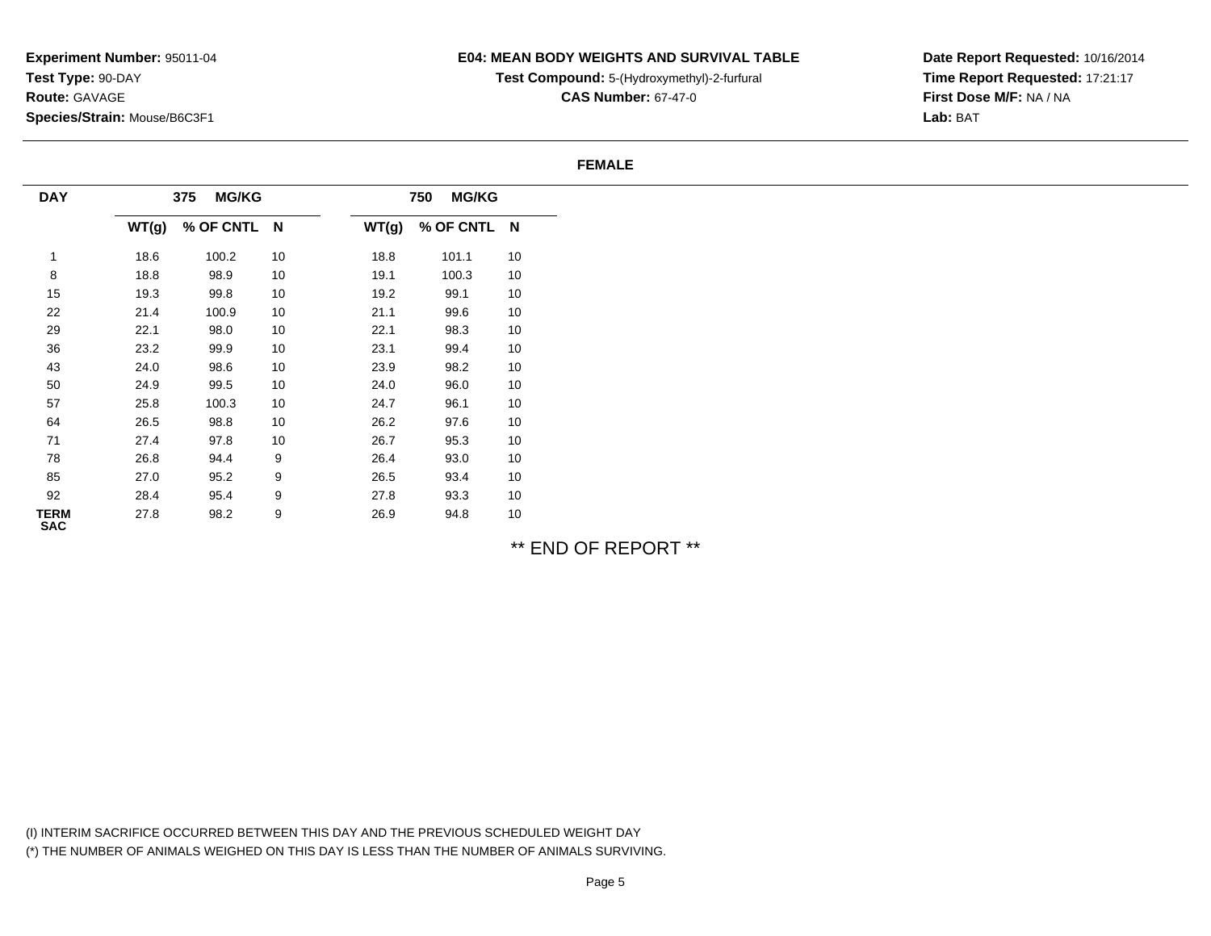**Experiment Number:** 95011-04
**Test Type:** 90-DAY
**Route:** GAVAGE
**Species/Strain:** Mouse/B6C3F1

**E04: MEAN BODY WEIGHTS AND SURVIVAL TABLE**
**Test Compound:** 5-(Hydroxymethyl)-2-furfural
**CAS Number:** 67-47-0

**Date Report Requested:** 10/16/2014
**Time Report Requested:** 17:21:17
**First Dose M/F:** NA / NA
**Lab:** BAT

**FEMALE**

| DAY | 375 MG/KG | | | 750 MG/KG | | |
|---|---|---|---|---|---|---|
| | WT(g) | % OF CNTL | N | WT(g) | % OF CNTL | N |
| 1 | 18.6 | 100.2 | 10 | 18.8 | 101.1 | 10 |
| 8 | 18.8 | 98.9 | 10 | 19.1 | 100.3 | 10 |
| 15 | 19.3 | 99.8 | 10 | 19.2 | 99.1 | 10 |
| 22 | 21.4 | 100.9 | 10 | 21.1 | 99.6 | 10 |
| 29 | 22.1 | 98.0 | 10 | 22.1 | 98.3 | 10 |
| 36 | 23.2 | 99.9 | 10 | 23.1 | 99.4 | 10 |
| 43 | 24.0 | 98.6 | 10 | 23.9 | 98.2 | 10 |
| 50 | 24.9 | 99.5 | 10 | 24.0 | 96.0 | 10 |
| 57 | 25.8 | 100.3 | 10 | 24.7 | 96.1 | 10 |
| 64 | 26.5 | 98.8 | 10 | 26.2 | 97.6 | 10 |
| 71 | 27.4 | 97.8 | 10 | 26.7 | 95.3 | 10 |
| 78 | 26.8 | 94.4 | 9 | 26.4 | 93.0 | 10 |
| 85 | 27.0 | 95.2 | 9 | 26.5 | 93.4 | 10 |
| 92 | 28.4 | 95.4 | 9 | 27.8 | 93.3 | 10 |
| TERM SAC | 27.8 | 98.2 | 9 | 26.9 | 94.8 | 10 |

** END OF REPORT **

(I) INTERIM SACRIFICE OCCURRED BETWEEN THIS DAY AND THE PREVIOUS SCHEDULED WEIGHT DAY
(*) THE NUMBER OF ANIMALS WEIGHED ON THIS DAY IS LESS THAN THE NUMBER OF ANIMALS SURVIVING.